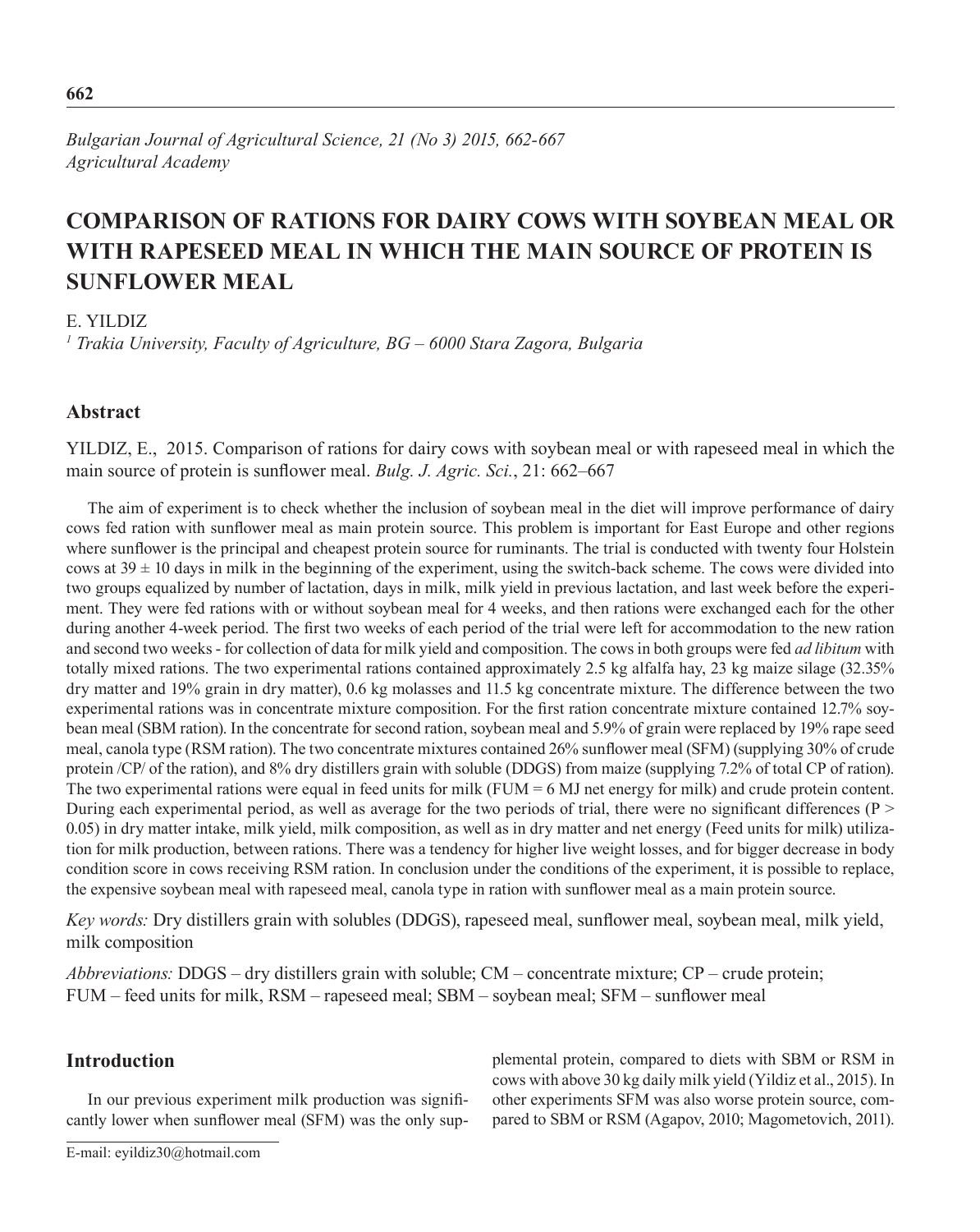*Bulgarian Journal of Agricultural Science, 21 (No 3) 2015, 662-667*
*Agricultural Academy*

# COMPARISON OF RATIONS FOR DAIRY COWS WITH SOYBEAN MEAL OR WITH RAPESEED MEAL IN WHICH THE MAIN SOURCE OF PROTEIN IS SUNFLOWER MEAL

E. YILDIZ

[1] *Trakia University, Faculty of Agriculture, BG – 6000 Stara Zagora, Bulgaria*

## Abstract

YILDIZ, E., 2015. Comparison of rations for dairy cows with soybean meal or with rapeseed meal in which the main source of protein is sunflower meal. *Bulg. J. Agric. Sci.*, 21: 662–667

The aim of experiment is to check whether the inclusion of soybean meal in the diet will improve performance of dairy cows fed ration with sunflower meal as main protein source. This problem is important for East Europe and other regions where sunflower is the principal and cheapest protein source for ruminants. The trial is conducted with twenty four Holstein cows at 39 ± 10 days in milk in the beginning of the experiment, using the switch-back scheme. The cows were divided into two groups equalized by number of lactation, days in milk, milk yield in previous lactation, and last week before the experiment. They were fed rations with or without soybean meal for 4 weeks, and then rations were exchanged each for the other during another 4-week period. The first two weeks of each period of the trial were left for accommodation to the new ration and second two weeks - for collection of data for milk yield and composition. The cows in both groups were fed *ad libitum* with totally mixed rations. The two experimental rations contained approximately 2.5 kg alfalfa hay, 23 kg maize silage (32.35% dry matter and 19% grain in dry matter), 0.6 kg molasses and 11.5 kg concentrate mixture. The difference between the two experimental rations was in concentrate mixture composition. For the first ration concentrate mixture contained 12.7% soybean meal (SBM ration). In the concentrate for second ration, soybean meal and 5.9% of grain were replaced by 19% rape seed meal, canola type (RSM ration). The two concentrate mixtures contained 26% sunflower meal (SFM) (supplying 30% of crude protein /CP/ of the ration), and 8% dry distillers grain with soluble (DDGS) from maize (supplying 7.2% of total CP of ration). The two experimental rations were equal in feed units for milk (FUM = 6 MJ net energy for milk) and crude protein content. During each experimental period, as well as average for the two periods of trial, there were no significant differences ($P > 0.05$) in dry matter intake, milk yield, milk composition, as well as in dry matter and net energy (Feed units for milk) utilization for milk production, between rations. There was a tendency for higher live weight losses, and for bigger decrease in body condition score in cows receiving RSM ration. In conclusion under the conditions of the experiment, it is possible to replace, the expensive soybean meal with rapeseed meal, canola type in ration with sunflower meal as a main protein source.

*Key words:* Dry distillers grain with solubles (DDGS), rapeseed meal, sunflower meal, soybean meal, milk yield, milk composition

*Abbreviations:* DDGS – dry distillers grain with soluble; CM – concentrate mixture; CP – crude protein; FUM – feed units for milk, RSM – rapeseed meal; SBM – soybean meal; SFM – sunflower meal

## Introduction

In our previous experiment milk production was significantly lower when sunflower meal (SFM) was the only supplemental protein, compared to diets with SBM or RSM in cows with above 30 kg daily milk yield (Yildiz et al., 2015). In other experiments SFM was also worse protein source, compared to SBM or RSM (Agapov, 2010; Magometovich, 2011).

E-mail: eyildiz30@hotmail.com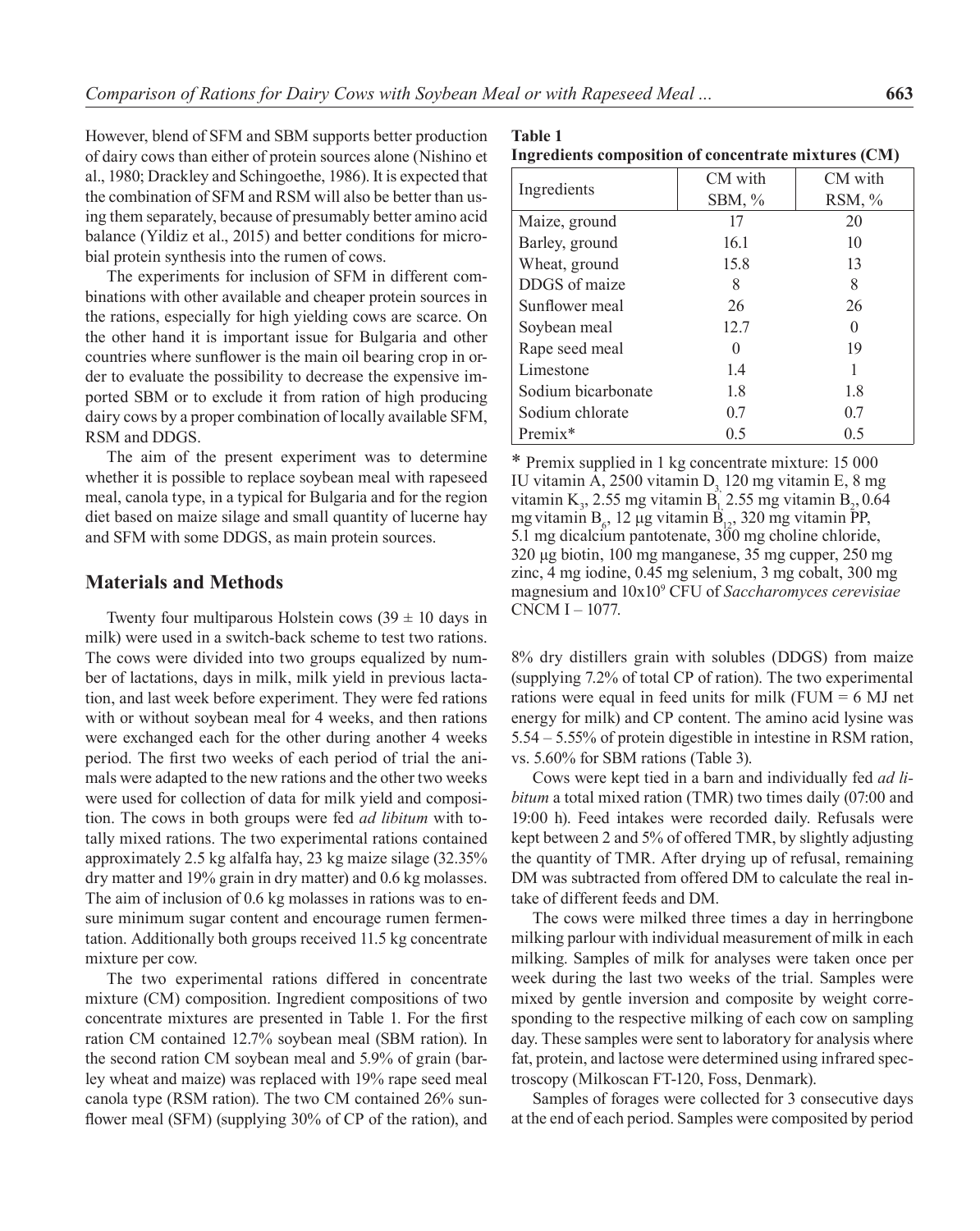However, blend of SFM and SBM supports better production of dairy cows than either of protein sources alone (Nishino et al., 1980; Drackley and Schingoethe, 1986). It is expected that the combination of SFM and RSM will also be better than using them separately, because of presumably better amino acid balance (Yildiz et al., 2015) and better conditions for microbial protein synthesis into the rumen of cows.

The experiments for inclusion of SFM in different combinations with other available and cheaper protein sources in the rations, especially for high yielding cows are scarce. On the other hand it is important issue for Bulgaria and other countries where sunflower is the main oil bearing crop in order to evaluate the possibility to decrease the expensive imported SBM or to exclude it from ration of high producing dairy cows by a proper combination of locally available SFM, RSM and DDGS.

The aim of the present experiment was to determine whether it is possible to replace soybean meal with rapeseed meal, canola type, in a typical for Bulgaria and for the region diet based on maize silage and small quantity of lucerne hay and SFM with some DDGS, as main protein sources.

## Materials and Methods

Twenty four multiparous Holstein cows (39 ± 10 days in milk) were used in a switch-back scheme to test two rations. The cows were divided into two groups equalized by number of lactations, days in milk, milk yield in previous lactation, and last week before experiment. They were fed rations with or without soybean meal for 4 weeks, and then rations were exchanged each for the other during another 4 weeks period. The first two weeks of each period of trial the animals were adapted to the new rations and the other two weeks were used for collection of data for milk yield and composition. The cows in both groups were fed *ad libitum* with totally mixed rations. The two experimental rations contained approximately 2.5 kg alfalfa hay, 23 kg maize silage (32.35% dry matter and 19% grain in dry matter) and 0.6 kg molasses. The aim of inclusion of 0.6 kg molasses in rations was to ensure minimum sugar content and encourage rumen fermentation. Additionally both groups received 11.5 kg concentrate mixture per cow.

The two experimental rations differed in concentrate mixture (CM) composition. Ingredient compositions of two concentrate mixtures are presented in Table 1. For the first ration CM contained 12.7% soybean meal (SBM ration). In the second ration CM soybean meal and 5.9% of grain (barley wheat and maize) was replaced with 19% rape seed meal canola type (RSM ration). The two CM contained 26% sunflower meal (SFM) (supplying 30% of CP of the ration), and 8% dry distillers grain with solubles (DDGS) from maize (supplying 7.2% of total CP of ration). The two experimental rations were equal in feed units for milk (FUM = 6 MJ net energy for milk) and CP content. The amino acid lysine was 5.54 – 5.55% of protein digestible in intestine in RSM ration, vs. 5.60% for SBM rations (Table 3).

**Table 1**
**Ingredients composition of concentrate mixtures (CM)**

| Ingredients | CM with SBM, % | CM with RSM, % |
|---|---|---|
| Maize, ground | 17 | 20 |
| Barley, ground | 16.1 | 10 |
| Wheat, ground | 15.8 | 13 |
| DDGS of maize | 8 | 8 |
| Sunflower meal | 26 | 26 |
| Soybean meal | 12.7 | 0 |
| Rape seed meal | 0 | 19 |
| Limestone | 1.4 | 1 |
| Sodium bicarbonate | 1.8 | 1.8 |
| Sodium chlorate | 0.7 | 0.7 |
| Premix* | 0.5 | 0.5 |

\* Premix supplied in 1 kg concentrate mixture: 15 000 IU vitamin A, 2500 vitamin $D_3$, 120 mg vitamin E, 8 mg vitamin $K_3$, 2.55 mg vitamin $B_1$, 2.55 mg vitamin $B_2$, 0.64 mg vitamin $B_6$, 12 µg vitamin $B_{12}$, 320 mg vitamin PP, 5.1 mg dicalcium pantotenate, 300 mg choline chloride, 320 µg biotin, 100 mg manganese, 35 mg cupper, 250 mg zinc, 4 mg iodine, 0.45 mg selenium, 3 mg cobalt, 300 mg magnesium and $10x10^9$ CFU of *Saccharomyces cerevisiae* CNCM I – 1077.

Cows were kept tied in a barn and individually fed *ad libitum* a total mixed ration (TMR) two times daily (07:00 and 19:00 h). Feed intakes were recorded daily. Refusals were kept between 2 and 5% of offered TMR, by slightly adjusting the quantity of TMR. After drying up of refusal, remaining DM was subtracted from offered DM to calculate the real intake of different feeds and DM.

The cows were milked three times a day in herringbone milking parlour with individual measurement of milk in each milking. Samples of milk for analyses were taken once per week during the last two weeks of the trial. Samples were mixed by gentle inversion and composite by weight corresponding to the respective milking of each cow on sampling day. These samples were sent to laboratory for analysis where fat, protein, and lactose were determined using infrared spectroscopy (Milkoscan FT-120, Foss, Denmark).

Samples of forages were collected for 3 consecutive days at the end of each period. Samples were composited by period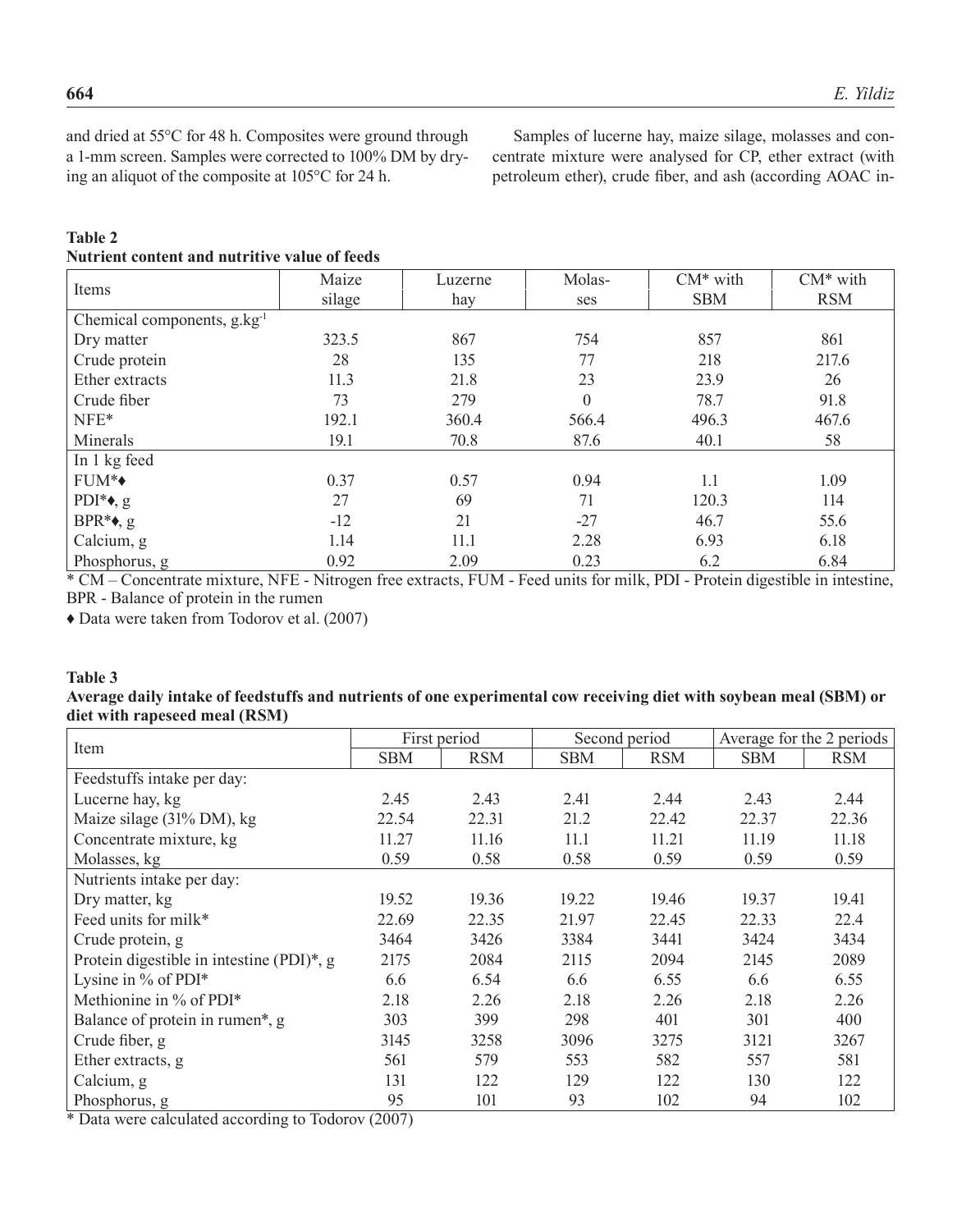and dried at 55°C for 48 h. Composites were ground through a 1-mm screen. Samples were corrected to 100% DM by drying an aliquot of the composite at 105°C for 24 h.

Samples of lucerne hay, maize silage, molasses and concentrate mixture were analysed for CP, ether extract (with petroleum ether), crude fiber, and ash (according AOAC in-

**Table 2**
**Nutrient content and nutritive value of feeds**

| Items | Maize silage | Luzerne hay | Molasses | CM* with SBM | CM* with RSM |
|---|---|---|---|---|---|
| Chemical components, g.kg$^{-1}$ | | | | | |
| Dry matter | 323.5 | 867 | 754 | 857 | 861 |
| Crude protein | 28 | 135 | 77 | 218 | 217.6 |
| Ether extracts | 11.3 | 21.8 | 23 | 23.9 | 26 |
| Crude fiber | 73 | 279 | 0 | 78.7 | 91.8 |
| NFE* | 192.1 | 360.4 | 566.4 | 496.3 | 467.6 |
| Minerals | 19.1 | 70.8 | 87.6 | 40.1 | 58 |
| In 1 kg feed | | | | | |
| FUM*♦ | 0.37 | 0.57 | 0.94 | 1.1 | 1.09 |
| PDI*♦, g | 27 | 69 | 71 | 120.3 | 114 |
| BPR*♦, g | -12 | 21 | -27 | 46.7 | 55.6 |
| Calcium, g | 1.14 | 11.1 | 2.28 | 6.93 | 6.18 |
| Phosphorus, g | 0.92 | 2.09 | 0.23 | 6.2 | 6.84 |

\* CM – Concentrate mixture, NFE - Nitrogen free extracts, FUM - Feed units for milk, PDI - Protein digestible in intestine, BPR - Balance of protein in the rumen

♦ Data were taken from Todorov et al. (2007)

**Table 3**
**Average daily intake of feedstuffs and nutrients of one experimental cow receiving diet with soybean meal (SBM) or diet with rapeseed meal (RSM)**

| Item | First period | | Second period | | Average for the 2 periods | |
|---|---|---|---|---|---|---|
| | SBM | RSM | SBM | RSM | SBM | RSM |
| Feedstuffs intake per day: | | | | | | |
| Lucerne hay, kg | 2.45 | 2.43 | 2.41 | 2.44 | 2.43 | 2.44 |
| Maize silage (31% DM), kg | 22.54 | 22.31 | 21.2 | 22.42 | 22.37 | 22.36 |
| Concentrate mixture, kg | 11.27 | 11.16 | 11.1 | 11.21 | 11.19 | 11.18 |
| Molasses, kg | 0.59 | 0.58 | 0.58 | 0.59 | 0.59 | 0.59 |
| Nutrients intake per day: | | | | | | |
| Dry matter, kg | 19.52 | 19.36 | 19.22 | 19.46 | 19.37 | 19.41 |
| Feed units for milk* | 22.69 | 22.35 | 21.97 | 22.45 | 22.33 | 22.4 |
| Crude protein, g | 3464 | 3426 | 3384 | 3441 | 3424 | 3434 |
| Protein digestible in intestine (PDI)*, g | 2175 | 2084 | 2115 | 2094 | 2145 | 2089 |
| Lysine in % of PDI* | 6.6 | 6.54 | 6.6 | 6.55 | 6.6 | 6.55 |
| Methionine in % of PDI* | 2.18 | 2.26 | 2.18 | 2.26 | 2.18 | 2.26 |
| Balance of protein in rumen*, g | 303 | 399 | 298 | 401 | 301 | 400 |
| Crude fiber, g | 3145 | 3258 | 3096 | 3275 | 3121 | 3267 |
| Ether extracts, g | 561 | 579 | 553 | 582 | 557 | 581 |
| Calcium, g | 131 | 122 | 129 | 122 | 130 | 122 |
| Phosphorus, g | 95 | 101 | 93 | 102 | 94 | 102 |

\* Data were calculated according to Todorov (2007)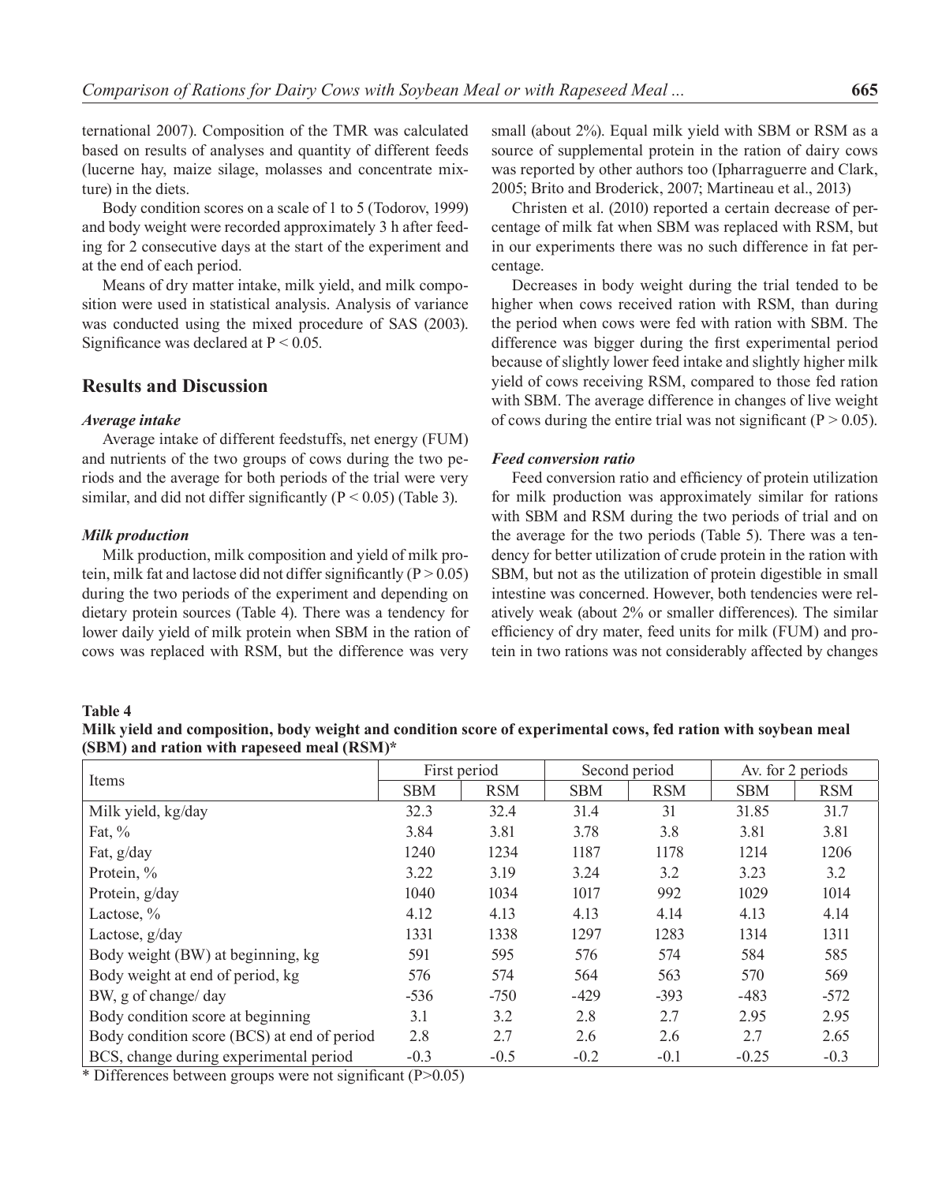ternational 2007). Composition of the TMR was calculated based on results of analyses and quantity of different feeds (lucerne hay, maize silage, molasses and concentrate mixture) in the diets.

Body condition scores on a scale of 1 to 5 (Todorov, 1999) and body weight were recorded approximately 3 h after feeding for 2 consecutive days at the start of the experiment and at the end of each period.

Means of dry matter intake, milk yield, and milk composition were used in statistical analysis. Analysis of variance was conducted using the mixed procedure of SAS (2003). Significance was declared at $P < 0.05$.

## Results and Discussion

### *Average intake*

Average intake of different feedstuffs, net energy (FUM) and nutrients of the two groups of cows during the two periods and the average for both periods of the trial were very similar, and did not differ significantly ($P < 0.05$) (Table 3).

### *Milk production*

Milk production, milk composition and yield of milk protein, milk fat and lactose did not differ significantly ($P > 0.05$) during the two periods of the experiment and depending on dietary protein sources (Table 4). There was a tendency for lower daily yield of milk protein when SBM in the ration of cows was replaced with RSM, but the difference was very small (about 2%). Equal milk yield with SBM or RSM as a source of supplemental protein in the ration of dairy cows was reported by other authors too (Ipharraguerre and Clark, 2005; Brito and Broderick, 2007; Martineau et al., 2013)

Christen et al. (2010) reported a certain decrease of percentage of milk fat when SBM was replaced with RSM, but in our experiments there was no such difference in fat percentage.

Decreases in body weight during the trial tended to be higher when cows received ration with RSM, than during the period when cows were fed with ration with SBM. The difference was bigger during the first experimental period because of slightly lower feed intake and slightly higher milk yield of cows receiving RSM, compared to those fed ration with SBM. The average difference in changes of live weight of cows during the entire trial was not significant ($P > 0.05$).

### *Feed conversion ratio*

Feed conversion ratio and efficiency of protein utilization for milk production was approximately similar for rations with SBM and RSM during the two periods of trial and on the average for the two periods (Table 5). There was a tendency for better utilization of crude protein in the ration with SBM, but not as the utilization of protein digestible in small intestine was concerned. However, both tendencies were relatively weak (about 2% or smaller differences). The similar efficiency of dry mater, feed units for milk (FUM) and protein in two rations was not considerably affected by changes

**Table 4**
**Milk yield and composition, body weight and condition score of experimental cows, fed ration with soybean meal (SBM) and ration with rapeseed meal (RSM)***

| Items | First period | | Second period | | Av. for 2 periods | |
|---|---|---|---|---|---|---|
| | SBM | RSM | SBM | RSM | SBM | RSM |
| Milk yield, kg/day | 32.3 | 32.4 | 31.4 | 31 | 31.85 | 31.7 |
| Fat, % | 3.84 | 3.81 | 3.78 | 3.8 | 3.81 | 3.81 |
| Fat, g/day | 1240 | 1234 | 1187 | 1178 | 1214 | 1206 |
| Protein, % | 3.22 | 3.19 | 3.24 | 3.2 | 3.23 | 3.2 |
| Protein, g/day | 1040 | 1034 | 1017 | 992 | 1029 | 1014 |
| Lactose, % | 4.12 | 4.13 | 4.13 | 4.14 | 4.13 | 4.14 |
| Lactose, g/day | 1331 | 1338 | 1297 | 1283 | 1314 | 1311 |
| Body weight (BW) at beginning, kg | 591 | 595 | 576 | 574 | 584 | 585 |
| Body weight at end of period, kg | 576 | 574 | 564 | 563 | 570 | 569 |
| BW, g of change/ day | -536 | -750 | -429 | -393 | -483 | -572 |
| Body condition score at beginning | 3.1 | 3.2 | 2.8 | 2.7 | 2.95 | 2.95 |
| Body condition score (BCS) at end of period | 2.8 | 2.7 | 2.6 | 2.6 | 2.7 | 2.65 |
| BCS, change during experimental period | -0.3 | -0.5 | -0.2 | -0.1 | -0.25 | -0.3 |

\* Differences between groups were not significant ($P>0.05$)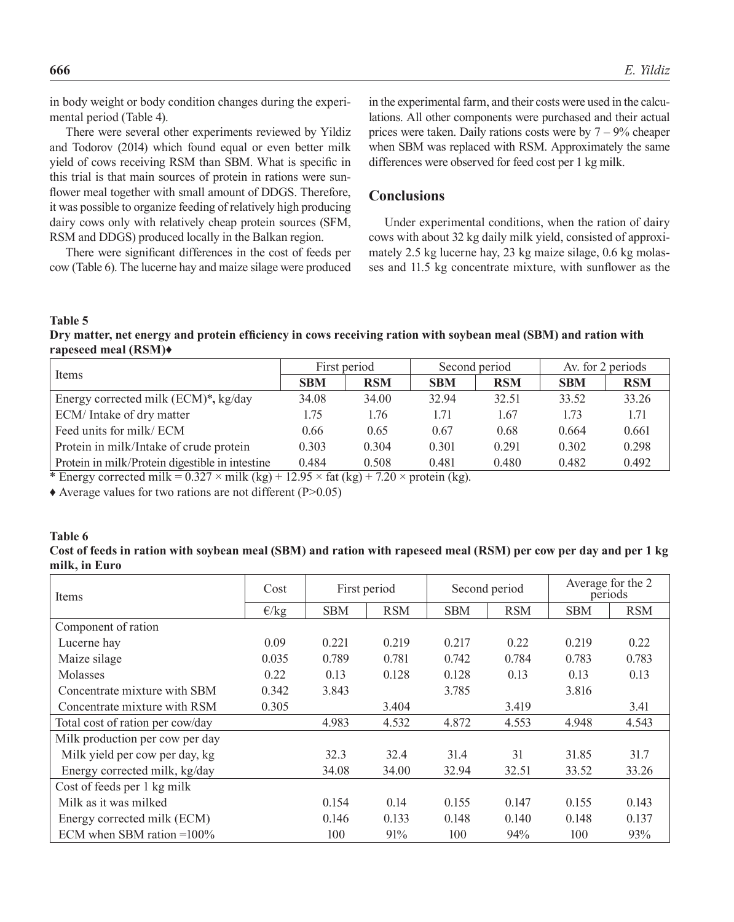in body weight or body condition changes during the experimental period (Table 4).

There were several other experiments reviewed by Yildiz and Todorov (2014) which found equal or even better milk yield of cows receiving RSM than SBM. What is specific in this trial is that main sources of protein in rations were sunflower meal together with small amount of DDGS. Therefore, it was possible to organize feeding of relatively high producing dairy cows only with relatively cheap protein sources (SFM, RSM and DDGS) produced locally in the Balkan region.

There were significant differences in the cost of feeds per cow (Table 6). The lucerne hay and maize silage were produced in the experimental farm, and their costs were used in the calculations. All other components were purchased and their actual prices were taken. Daily rations costs were by 7 – 9% cheaper when SBM was replaced with RSM. Approximately the same differences were observed for feed cost per 1 kg milk.

## Conclusions

Under experimental conditions, when the ration of dairy cows with about 32 kg daily milk yield, consisted of approximately 2.5 kg lucerne hay, 23 kg maize silage, 0.6 kg molasses and 11.5 kg concentrate mixture, with sunflower as the

**Table 5**
**Dry matter, net energy and protein efficiency in cows receiving ration with soybean meal (SBM) and ration with rapeseed meal (RSM)♦**

| Items | First period | | Second period | | Av. for 2 periods | |
|---|---|---|---|---|---|---|
| | **SBM** | **RSM** | **SBM** | **RSM** | **SBM** | **RSM** |
| Energy corrected milk (ECM)**\***, kg/day | 34.08 | 34.00 | 32.94 | 32.51 | 33.52 | 33.26 |
| ECM/ Intake of dry matter | 1.75 | 1.76 | 1.71 | 1.67 | 1.73 | 1.71 |
| Feed units for milk/ ECM | 0.66 | 0.65 | 0.67 | 0.68 | 0.664 | 0.661 |
| Protein in milk/Intake of crude protein | 0.303 | 0.304 | 0.301 | 0.291 | 0.302 | 0.298 |
| Protein in milk/Protein digestible in intestine | 0.484 | 0.508 | 0.481 | 0.480 | 0.482 | 0.492 |

\* Energy corrected milk = 0.327 × milk (kg) + 12.95 × fat (kg) + 7.20 × protein (kg).

♦ Average values for two rations are not different ($P>0.05$)

**Table 6**
**Cost of feeds in ration with soybean meal (SBM) and ration with rapeseed meal (RSM) per cow per day and per 1 kg milk, in Euro**

| Items | Cost | First period | | Second period | | Average for the 2 periods | |
|---|---|---|---|---|---|---|---|
| | €/kg | SBM | RSM | SBM | RSM | SBM | RSM |
| Component of ration | | | | | | | |
| Lucerne hay | 0.09 | 0.221 | 0.219 | 0.217 | 0.22 | 0.219 | 0.22 |
| Maize silage | 0.035 | 0.789 | 0.781 | 0.742 | 0.784 | 0.783 | 0.783 |
| Molasses | 0.22 | 0.13 | 0.128 | 0.128 | 0.13 | 0.13 | 0.13 |
| Concentrate mixture with SBM | 0.342 | 3.843 | | 3.785 | | 3.816 | |
| Concentrate mixture with RSM | 0.305 | | 3.404 | | 3.419 | | 3.41 |
| Total cost of ration per cow/day | | 4.983 | 4.532 | 4.872 | 4.553 | 4.948 | 4.543 |
| Milk production per cow per day | | | | | | | |
| Milk yield per cow per day, kg | | 32.3 | 32.4 | 31.4 | 31 | 31.85 | 31.7 |
| Energy corrected milk, kg/day | | 34.08 | 34.00 | 32.94 | 32.51 | 33.52 | 33.26 |
| Cost of feeds per 1 kg milk | | | | | | | |
| Milk as it was milked | | 0.154 | 0.14 | 0.155 | 0.147 | 0.155 | 0.143 |
| Energy corrected milk (ECM) | | 0.146 | 0.133 | 0.148 | 0.140 | 0.148 | 0.137 |
| ECM when SBM ration =100% | | 100 | 91% | 100 | 94% | 100 | 93% |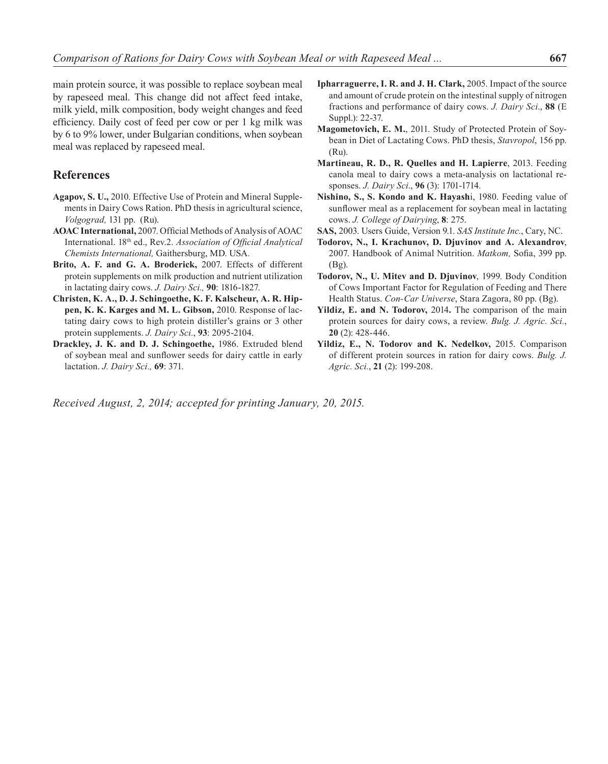main protein source, it was possible to replace soybean meal by rapeseed meal. This change did not affect feed intake, milk yield, milk composition, body weight changes and feed efficiency. Daily cost of feed per cow or per 1 kg milk was by 6 to 9% lower, under Bulgarian conditions, when soybean meal was replaced by rapeseed meal.

## References

**Agapov, S. U.,** 2010. Effective Use of Protein and Mineral Supplements in Dairy Cows Ration. PhD thesis in agricultural science, *Volgograd,* 131 pp. (Ru).

**AOAC International,** 2007. Official Methods of Analysis of AOAC International. 18th ed., Rev.2. *Association of Official Analytical Chemists International,* Gaithersburg, MD. USA.

**Brito, A. F. and G. A. Broderick,** 2007. Effects of different protein supplements on milk production and nutrient utilization in lactating dairy cows. *J. Dairy Sci.,* **90**: 1816-1827.

**Christen, K. A., D. J. Schingoethe, K. F. Kalscheur, A. R. Hippen, K. K. Karges and M. L. Gibson,** 2010. Response of lactating dairy cows to high protein distiller's grains or 3 other protein supplements. *J. Dairy Sci*., **93**: 2095-2104.

**Drackley, J. K. and D. J. Schingoethe,** 1986. Extruded blend of soybean meal and sunflower seeds for dairy cattle in early lactation. *J. Dairy Sci.,* **69**: 371.

**Ipharraguerre, I. R. and J. H. Clark,** 2005. Impact of the source and amount of crude protein on the intestinal supply of nitrogen fractions and performance of dairy cows. *J. Dairy Sci*., **88** (E Suppl.): 22-37.

**Magometovich, E. M.**, 2011. Study of Protected Protein of Soybean in Diet of Lactating Cows. PhD thesis, *Stavropol*, 156 pp. (Ru).

**Martineau, R. D., R. Quelles and H. Lapierre**, 2013. Feeding canola meal to dairy cows a meta-analysis on lactational responses. *J. Dairy Sci*., **96** (3): 1701-1714.

**Nishino, S., S. Kondo and K. Hayash**i, 1980. Feeding value of sunflower meal as a replacement for soybean meal in lactating cows. *J. College of Dairying*, **8**: 275.

**SAS,** 2003. Users Guide, Version 9.1. *SAS Institute Inc.*, Cary, NC.

**Todorov, N., I. Krachunov, D. Djuvinov and A. Alexandrov**, 2007. Handbook of Animal Nutrition. *Matkom,* Sofia, 399 pp. (Bg).

**Todorov, N., U. Mitev and D. Djuvinov**, 1999. Body Condition of Cows Important Factor for Regulation of Feeding and There Health Status. *Con-Car Universe*, Stara Zagora, 80 pp. (Bg).

**Yildiz, E. and N. Todorov,** 2014**.** The comparison of the main protein sources for dairy cows, a review. *Bulg. J. Agric. Sci*., **20** (2): 428-446.

**Yildiz, E., N. Todorov and K. Nedelkov,** 2015. Comparison of different protein sources in ration for dairy cows. *Bulg. J. Agric. Sci.*, **21** (2): 199-208.

*Received August, 2, 2014; accepted for printing January, 20, 2015.*